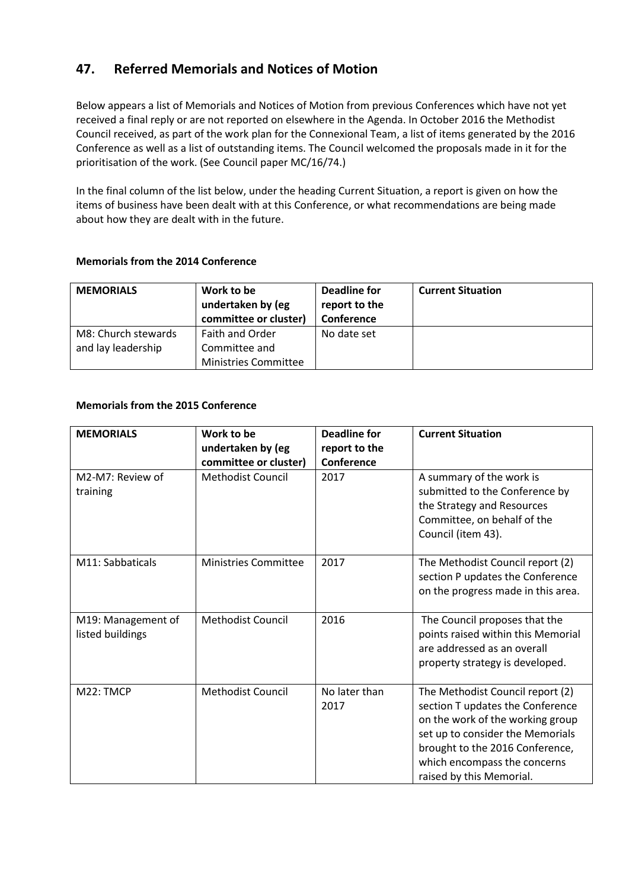## 47. Referred Memorials and Notices of Motion

Below appears a list of Memorials and Notices of Motion from previous Conferences which have not yet received a final reply or are not reported on elsewhere in the Agenda. In October 2016 the Methodist Council received, as part of the work plan for the Connexional Team, a list of items generated by the 2016 Conference as well as a list of outstanding items. The Council welcomed the proposals made in it for the prioritisation of the work. (See Council paper MC/16/74.)

In the final column of the list below, under the heading Current Situation, a report is given on how the items of business have been dealt with at this Conference, or what recommendations are being made about how they are dealt with in the future.

**Memorials from the 2014 Conference**

| MEMORIALS | Work to be undertaken by (eg committee or cluster) | Deadline for report to the Conference | Current Situation |
|---|---|---|---|
| M8: Church stewards and lay leadership | Faith and Order Committee and Ministries Committee | No date set | |

**Memorials from the 2015 Conference**

| MEMORIALS | Work to be undertaken by (eg committee or cluster) | Deadline for report to the Conference | Current Situation |
|---|---|---|---|
| M2-M7: Review of training | Methodist Council | 2017 | A summary of the work is submitted to the Conference by the Strategy and Resources Committee, on behalf of the Council (item 43). |
| M11: Sabbaticals | Ministries Committee | 2017 | The Methodist Council report (2) section P updates the Conference on the progress made in this area. |
| M19: Management of listed buildings | Methodist Council | 2016 | The Council proposes that the points raised within this Memorial are addressed as an overall property strategy is developed. |
| M22: TMCP | Methodist Council | No later than 2017 | The Methodist Council report (2) section T updates the Conference on the work of the working group set up to consider the Memorials brought to the 2016 Conference, which encompass the concerns raised by this Memorial. |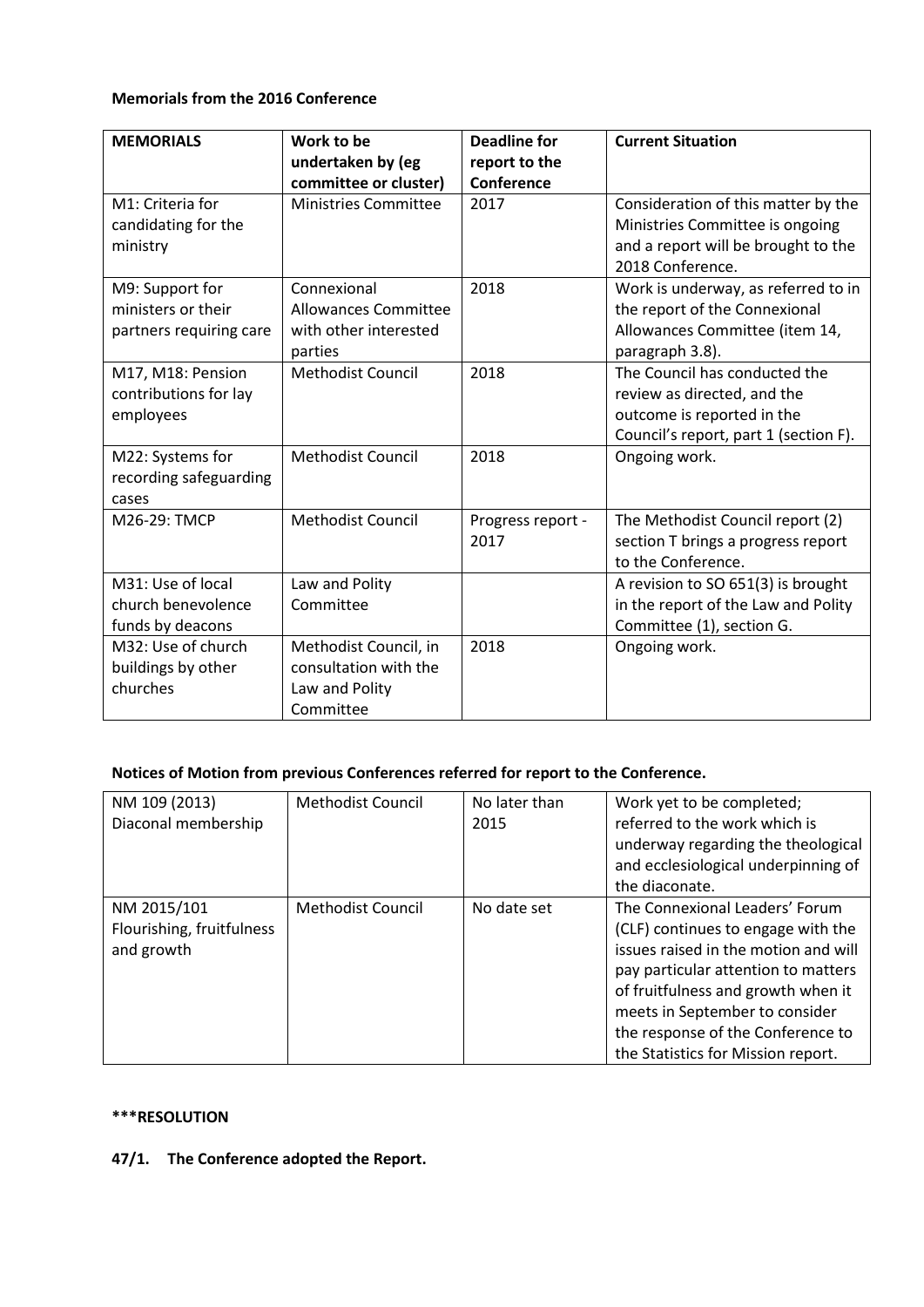**Memorials from the 2016 Conference**

| MEMORIALS | Work to be undertaken by (eg committee or cluster) | Deadline for report to the Conference | Current Situation |
|---|---|---|---|
| M1: Criteria for candidating for the ministry | Ministries Committee | 2017 | Consideration of this matter by the Ministries Committee is ongoing and a report will be brought to the 2018 Conference. |
| M9: Support for ministers or their partners requiring care | Connexional Allowances Committee with other interested parties | 2018 | Work is underway, as referred to in the report of the Connexional Allowances Committee (item 14, paragraph 3.8). |
| M17, M18: Pension contributions for lay employees | Methodist Council | 2018 | The Council has conducted the review as directed, and the outcome is reported in the Council's report, part 1 (section F). |
| M22: Systems for recording safeguarding cases | Methodist Council | 2018 | Ongoing work. |
| M26-29: TMCP | Methodist Council | Progress report - 2017 | The Methodist Council report (2) section T brings a progress report to the Conference. |
| M31: Use of local church benevolence funds by deacons | Law and Polity Committee | | A revision to SO 651(3) is brought in the report of the Law and Polity Committee (1), section G. |
| M32: Use of church buildings by other churches | Methodist Council, in consultation with the Law and Polity Committee | 2018 | Ongoing work. |

**Notices of Motion from previous Conferences referred for report to the Conference.**

| | | | |
|---|---|---|---|
| NM 109 (2013) Diaconal membership | Methodist Council | No later than 2015 | Work yet to be completed; referred to the work which is underway regarding the theological and ecclesiological underpinning of the diaconate. |
| NM 2015/101 Flourishing, fruitfulness and growth | Methodist Council | No date set | The Connexional Leaders' Forum (CLF) continues to engage with the issues raised in the motion and will pay particular attention to matters of fruitfulness and growth when it meets in September to consider the response of the Conference to the Statistics for Mission report. |

**\*\*\*RESOLUTION**

**47/1. The Conference adopted the Report.**